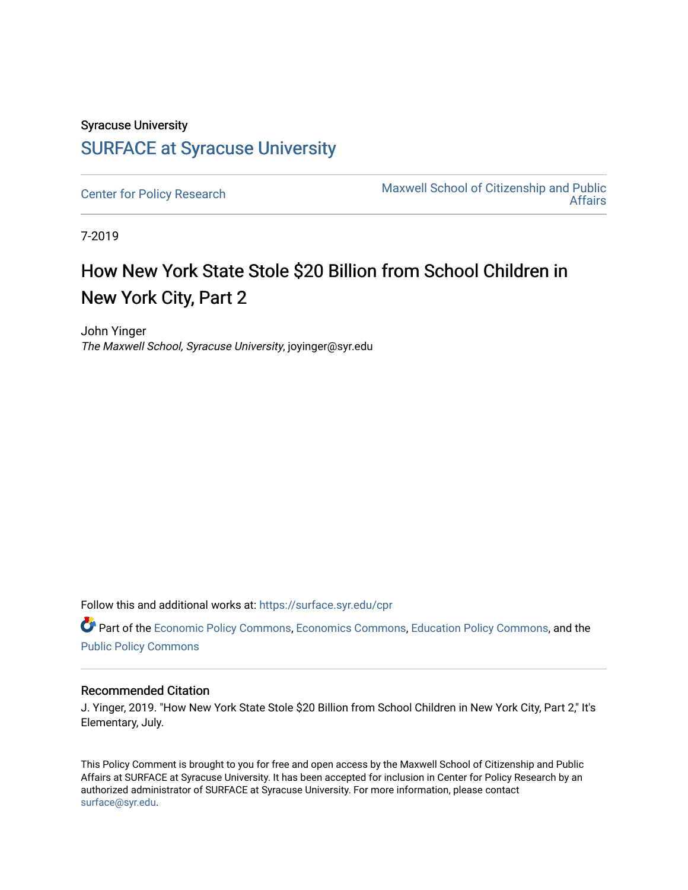Syracuse University

# SURFACE at Syracuse University

Center for Policy Research

Maxwell School of Citizenship and Public Affairs

7-2019

# How New York State Stole $20 Billion from School Children in New York City, Part 2

John Yinger

*The Maxwell School, Syracuse University*, joyinger@syr.edu

Follow this and additional works at: https://surface.syr.edu/cpr

Part of the Economic Policy Commons, Economics Commons, Education Policy Commons, and the Public Policy Commons

### Recommended Citation

J. Yinger, 2019. "How New York State Stole $20 Billion from School Children in New York City, Part 2," It's Elementary, July.

This Policy Comment is brought to you for free and open access by the Maxwell School of Citizenship and Public Affairs at SURFACE at Syracuse University. It has been accepted for inclusion in Center for Policy Research by an authorized administrator of SURFACE at Syracuse University. For more information, please contact surface@syr.edu.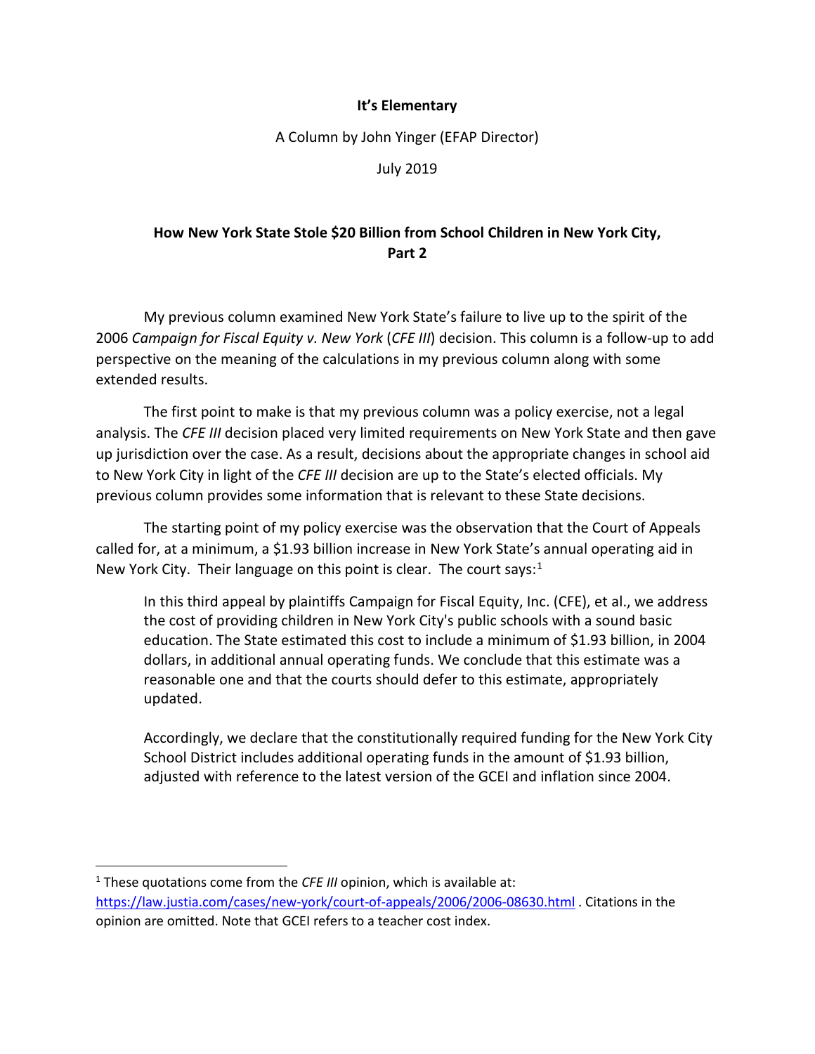**It's Elementary**

A Column by John Yinger (EFAP Director)

July 2019

## How New York State Stole $20 Billion from School Children in New York City, Part 2

My previous column examined New York State's failure to live up to the spirit of the 2006 *Campaign for Fiscal Equity v. New York* (*CFE III*) decision. This column is a follow-up to add perspective on the meaning of the calculations in my previous column along with some extended results.

The first point to make is that my previous column was a policy exercise, not a legal analysis. The *CFE III* decision placed very limited requirements on New York State and then gave up jurisdiction over the case. As a result, decisions about the appropriate changes in school aid to New York City in light of the *CFE III* decision are up to the State's elected officials. My previous column provides some information that is relevant to these State decisions.

The starting point of my policy exercise was the observation that the Court of Appeals called for, at a minimum, a $1.93 billion increase in New York State's annual operating aid in New York City. Their language on this point is clear. The court says:[1]

> In this third appeal by plaintiffs Campaign for Fiscal Equity, Inc. (CFE), et al., we address the cost of providing children in New York City's public schools with a sound basic education. The State estimated this cost to include a minimum of $1.93 billion, in 2004 dollars, in additional annual operating funds. We conclude that this estimate was a reasonable one and that the courts should defer to this estimate, appropriately updated.
>
> Accordingly, we declare that the constitutionally required funding for the New York City School District includes additional operating funds in the amount of $1.93 billion, adjusted with reference to the latest version of the GCEI and inflation since 2004.

[1] These quotations come from the *CFE III* opinion, which is available at: https://law.justia.com/cases/new-york/court-of-appeals/2006/2006-08630.html . Citations in the opinion are omitted. Note that GCEI refers to a teacher cost index.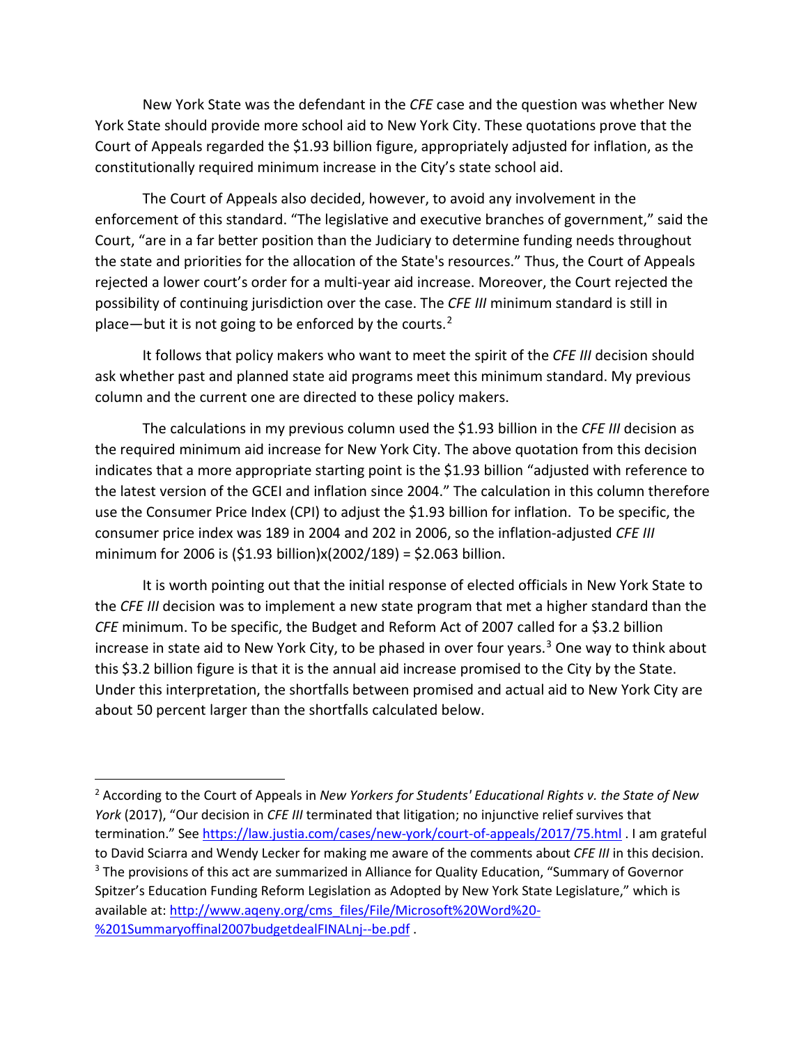New York State was the defendant in the *CFE* case and the question was whether New York State should provide more school aid to New York City. These quotations prove that the Court of Appeals regarded the $1.93 billion figure, appropriately adjusted for inflation, as the constitutionally required minimum increase in the City's state school aid.

The Court of Appeals also decided, however, to avoid any involvement in the enforcement of this standard. "The legislative and executive branches of government," said the Court, "are in a far better position than the Judiciary to determine funding needs throughout the state and priorities for the allocation of the State's resources." Thus, the Court of Appeals rejected a lower court's order for a multi-year aid increase. Moreover, the Court rejected the possibility of continuing jurisdiction over the case. The *CFE III* minimum standard is still in place—but it is not going to be enforced by the courts.[2]

It follows that policy makers who want to meet the spirit of the *CFE III* decision should ask whether past and planned state aid programs meet this minimum standard. My previous column and the current one are directed to these policy makers.

The calculations in my previous column used the $1.93 billion in the *CFE III* decision as the required minimum aid increase for New York City. The above quotation from this decision indicates that a more appropriate starting point is the $1.93 billion "adjusted with reference to the latest version of the GCEI and inflation since 2004." The calculation in this column therefore use the Consumer Price Index (CPI) to adjust the $1.93 billion for inflation. To be specific, the consumer price index was 189 in 2004 and 202 in 2006, so the inflation-adjusted *CFE III* minimum for 2006 is ($1.93 billion)x(2002/189) = $2.063 billion.

It is worth pointing out that the initial response of elected officials in New York State to the *CFE III* decision was to implement a new state program that met a higher standard than the *CFE* minimum. To be specific, the Budget and Reform Act of 2007 called for a $3.2 billion increase in state aid to New York City, to be phased in over four years.[3] One way to think about this $3.2 billion figure is that it is the annual aid increase promised to the City by the State. Under this interpretation, the shortfalls between promised and actual aid to New York City are about 50 percent larger than the shortfalls calculated below.

---

[2] According to the Court of Appeals in *New Yorkers for Students' Educational Rights v. the State of New York* (2017), "Our decision in *CFE III* terminated that litigation; no injunctive relief survives that termination." See https://law.justia.com/cases/new-york/court-of-appeals/2017/75.html . I am grateful to David Sciarra and Wendy Lecker for making me aware of the comments about *CFE III* in this decision.

[3] The provisions of this act are summarized in Alliance for Quality Education, "Summary of Governor Spitzer's Education Funding Reform Legislation as Adopted by New York State Legislature," which is available at: http://www.aqeny.org/cms_files/File/Microsoft%20Word%20-%201Summaryoffinal2007budgetdealFINALnj--be.pdf .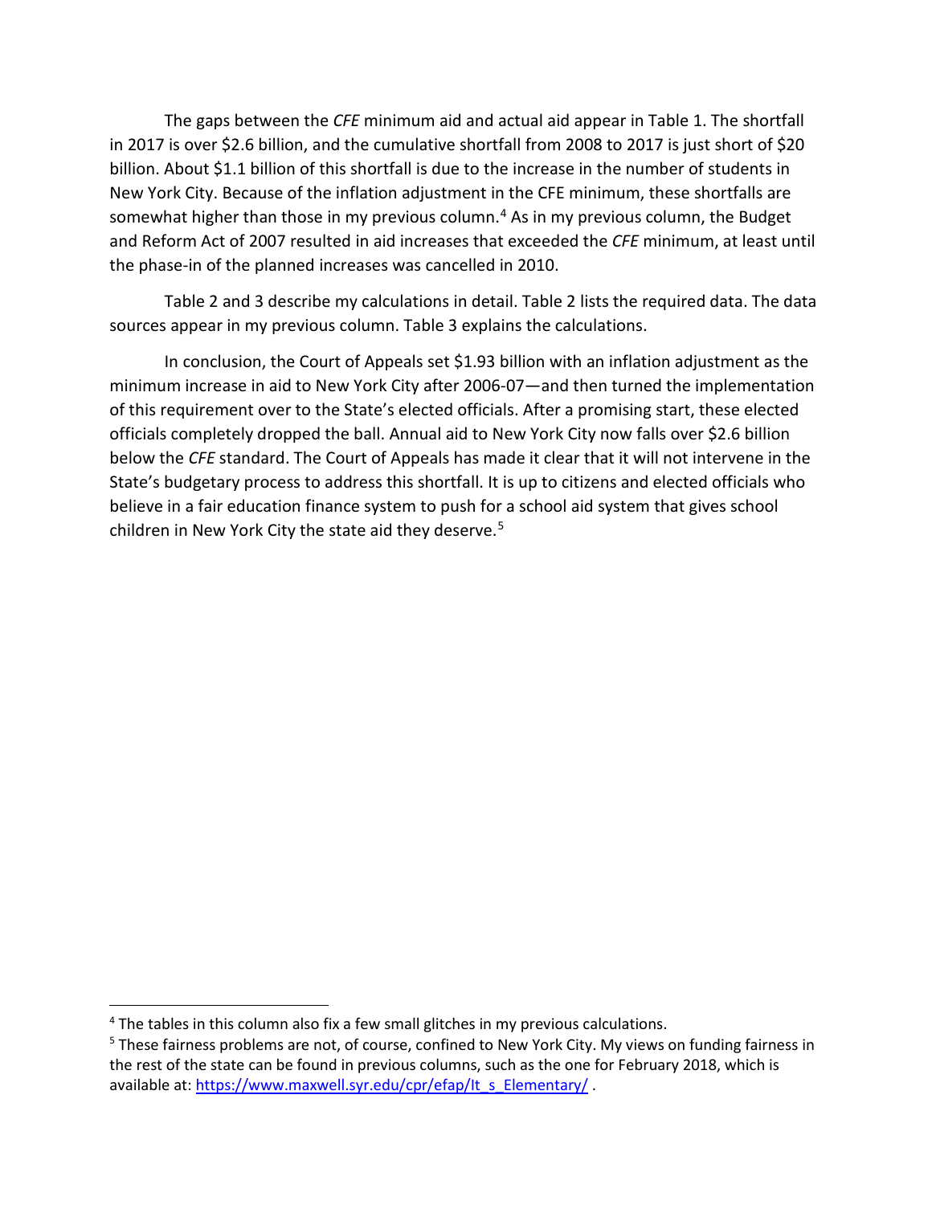The gaps between the *CFE* minimum aid and actual aid appear in Table 1. The shortfall in 2017 is over $2.6 billion, and the cumulative shortfall from 2008 to 2017 is just short of $20 billion. About $1.1 billion of this shortfall is due to the increase in the number of students in New York City. Because of the inflation adjustment in the CFE minimum, these shortfalls are somewhat higher than those in my previous column.[4] As in my previous column, the Budget and Reform Act of 2007 resulted in aid increases that exceeded the *CFE* minimum, at least until the phase-in of the planned increases was cancelled in 2010.

Table 2 and 3 describe my calculations in detail. Table 2 lists the required data. The data sources appear in my previous column. Table 3 explains the calculations.

In conclusion, the Court of Appeals set $1.93 billion with an inflation adjustment as the minimum increase in aid to New York City after 2006-07—and then turned the implementation of this requirement over to the State's elected officials. After a promising start, these elected officials completely dropped the ball. Annual aid to New York City now falls over $2.6 billion below the *CFE* standard. The Court of Appeals has made it clear that it will not intervene in the State's budgetary process to address this shortfall. It is up to citizens and elected officials who believe in a fair education finance system to push for a school aid system that gives school children in New York City the state aid they deserve.[5]

---

[4] The tables in this column also fix a few small glitches in my previous calculations.

[5] These fairness problems are not, of course, confined to New York City. My views on funding fairness in the rest of the state can be found in previous columns, such as the one for February 2018, which is available at: [https://www.maxwell.syr.edu/cpr/efap/lt_s_Elementary/](https://www.maxwell.syr.edu/cpr/efap/lt_s_Elementary/) .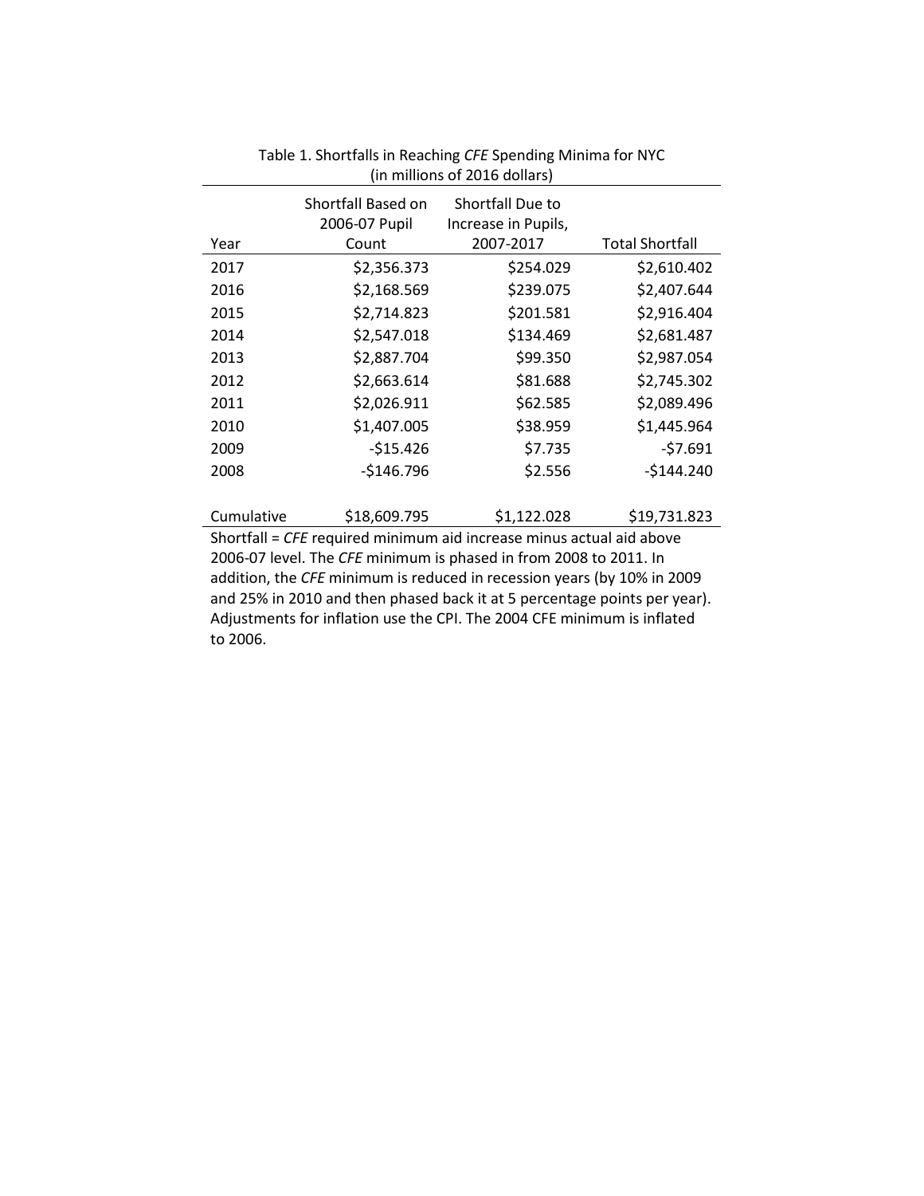Table 1. Shortfalls in Reaching *CFE* Spending Minima for NYC (in millions of 2016 dollars)

| Year | Shortfall Based on 2006-07 Pupil Count | Shortfall Due to Increase in Pupils, 2007-2017 | Total Shortfall |
|---|---|---|---|
| 2017 | $2,356.373 | $254.029 | $2,610.402 |
| 2016 | $2,168.569 | $239.075 | $2,407.644 |
| 2015 | $2,714.823 | $201.581 | $2,916.404 |
| 2014 | $2,547.018 | $134.469 | $2,681.487 |
| 2013 | $2,887.704 | $99.350 | $2,987.054 |
| 2012 | $2,663.614 | $81.688 | $2,745.302 |
| 2011 | $2,026.911 | $62.585 | $2,089.496 |
| 2010 | $1,407.005 | $38.959 | $1,445.964 |
| 2009 | -$15.426 | $7.735 | -$7.691 |
| 2008 | -$146.796 | $2.556 | -$144.240 |
| Cumulative | $18,609.795 | $1,122.028 | $19,731.823 |

Shortfall = *CFE* required minimum aid increase minus actual aid above 2006-07 level. The *CFE* minimum is phased in from 2008 to 2011. In addition, the *CFE* minimum is reduced in recession years (by 10% in 2009 and 25% in 2010 and then phased back it at 5 percentage points per year). Adjustments for inflation use the CPI. The 2004 CFE minimum is inflated to 2006.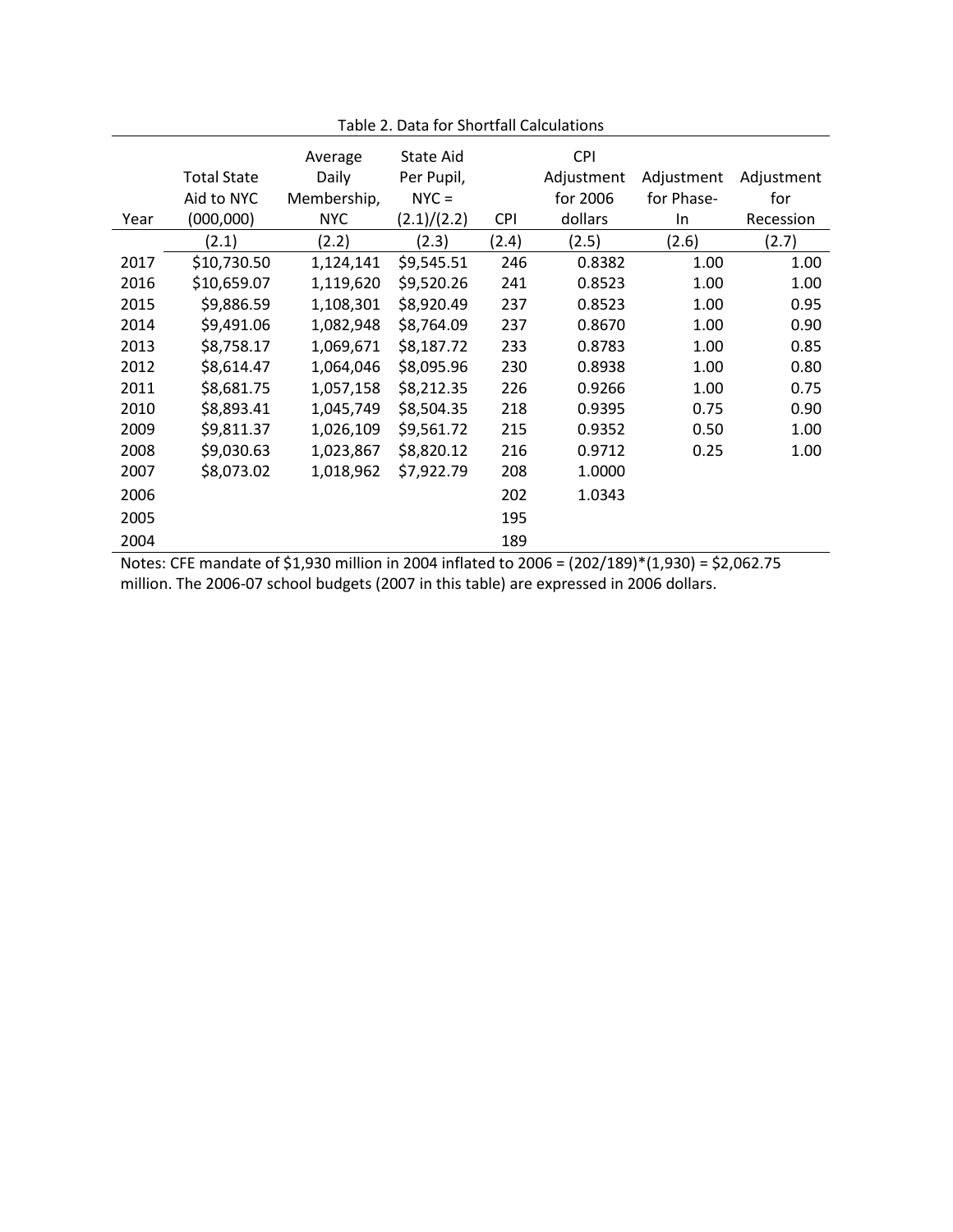Table 2. Data for Shortfall Calculations

| Year | Total State Aid to NYC (000,000) | Average Daily Membership, NYC | State Aid Per Pupil, NYC = (2.1)/(2.2) | CPI | CPI Adjustment for 2006 dollars | Adjustment for Phase-In | Adjustment for Recession |
|---|---|---|---|---|---|---|---|
| | (2.1) | (2.2) | (2.3) | (2.4) | (2.5) | (2.6) | (2.7) |
| 2017 | $10,730.50 | 1,124,141 | $9,545.51 | 246 | 0.8382 | 1.00 | 1.00 |
| 2016 | $10,659.07 | 1,119,620 | $9,520.26 | 241 | 0.8523 | 1.00 | 1.00 |
| 2015 | $9,886.59 | 1,108,301 | $8,920.49 | 237 | 0.8523 | 1.00 | 0.95 |
| 2014 | $9,491.06 | 1,082,948 | $8,764.09 | 237 | 0.8670 | 1.00 | 0.90 |
| 2013 | $8,758.17 | 1,069,671 | $8,187.72 | 233 | 0.8783 | 1.00 | 0.85 |
| 2012 | $8,614.47 | 1,064,046 | $8,095.96 | 230 | 0.8938 | 1.00 | 0.80 |
| 2011 | $8,681.75 | 1,057,158 | $8,212.35 | 226 | 0.9266 | 1.00 | 0.75 |
| 2010 | $8,893.41 | 1,045,749 | $8,504.35 | 218 | 0.9395 | 0.75 | 0.90 |
| 2009 | $9,811.37 | 1,026,109 | $9,561.72 | 215 | 0.9352 | 0.50 | 1.00 |
| 2008 | $9,030.63 | 1,023,867 | $8,820.12 | 216 | 0.9712 | 0.25 | 1.00 |
| 2007 | $8,073.02 | 1,018,962 | $7,922.79 | 208 | 1.0000 | | |
| 2006 | | | | 202 | 1.0343 | | |
| 2005 | | | | 195 | | | |
| 2004 | | | | 189 | | | |

Notes: CFE mandate of $1,930 million in 2004 inflated to 2006 = (202/189)*(1,930) = $2,062.75 million. The 2006-07 school budgets (2007 in this table) are expressed in 2006 dollars.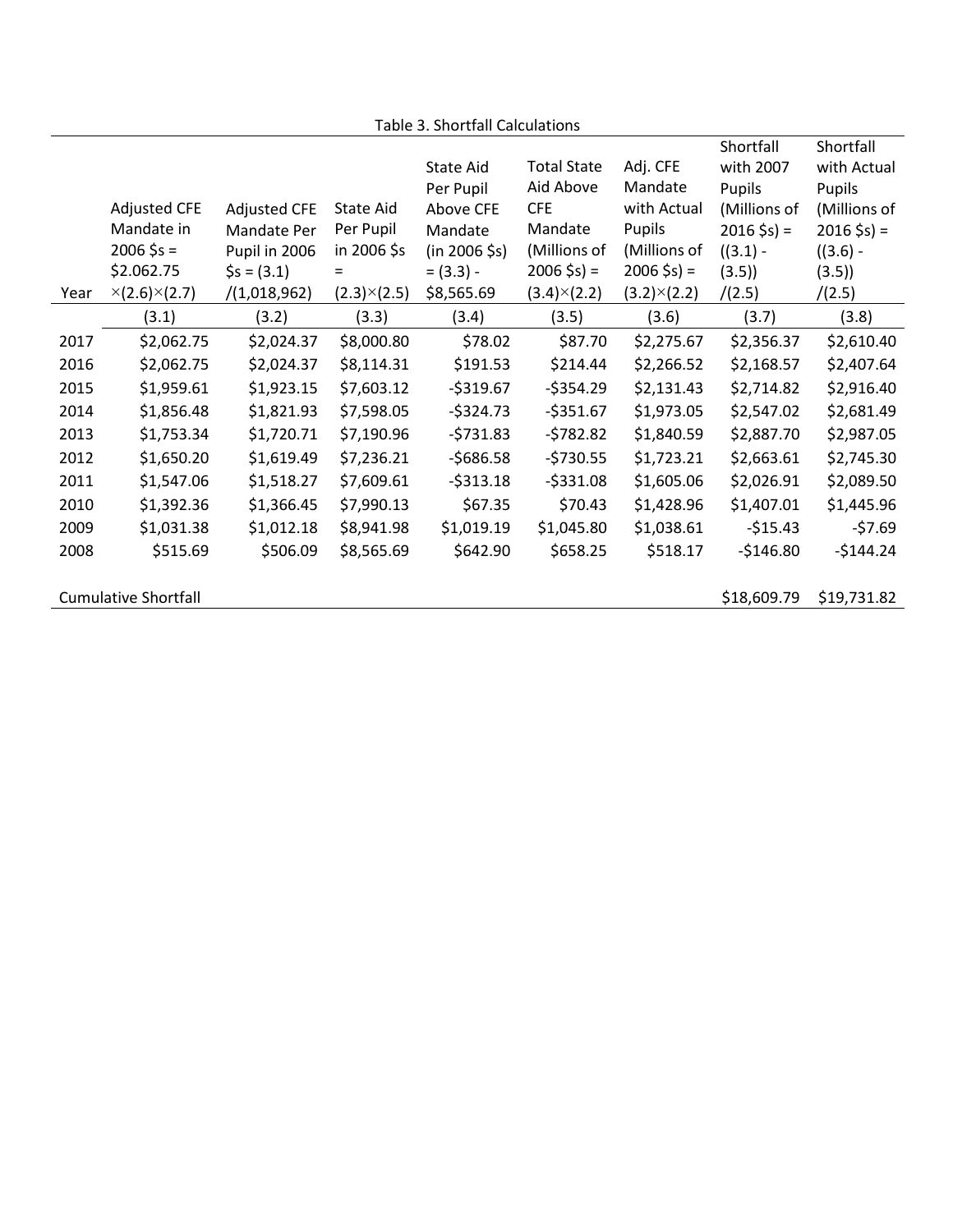Table 3. Shortfall Calculations

| Year | Adjusted CFE Mandate in 2006 $s = $2.062.75 ×(2.6)×(2.7) | Adjusted CFE Mandate Per Pupil in 2006 $s = (3.1) /(1,018,962) | State Aid Per Pupil in 2006 $s = (2.3)×(2.5) | State Aid Per Pupil Above CFE Mandate (in 2006 $s) = (3.3) - $8,565.69 | Total State Aid Above CFE Mandate (Millions of 2006 $s) = (3.4)×(2.2) | Adj. CFE Mandate with Actual Pupils (Millions of 2006 $s) = (3.2)×(2.2) | Shortfall with 2007 Pupils (Millions of 2016 $s) = ((3.1) - (3.5)) /(2.5) | Shortfall with Actual Pupils (Millions of 2016 $s) = ((3.6) - (3.5)) /(2.5) |
|---|---|---|---|---|---|---|---|---|
| | (3.1) | (3.2) | (3.3) | (3.4) | (3.5) | (3.6) | (3.7) | (3.8) |
| 2017 | $2,062.75 | $2,024.37 | $8,000.80 | $78.02 | $87.70 | $2,275.67 | $2,356.37 | $2,610.40 |
| 2016 | $2,062.75 | $2,024.37 | $8,114.31 | $191.53 | $214.44 | $2,266.52 | $2,168.57 | $2,407.64 |
| 2015 | $1,959.61 | $1,923.15 | $7,603.12 | -$319.67 | -$354.29 | $2,131.43 | $2,714.82 | $2,916.40 |
| 2014 | $1,856.48 | $1,821.93 | $7,598.05 | -$324.73 | -$351.67 | $1,973.05 | $2,547.02 | $2,681.49 |
| 2013 | $1,753.34 | $1,720.71 | $7,190.96 | -$731.83 | -$782.82 | $1,840.59 | $2,887.70 | $2,987.05 |
| 2012 | $1,650.20 | $1,619.49 | $7,236.21 | -$686.58 | -$730.55 | $1,723.21 | $2,663.61 | $2,745.30 |
| 2011 | $1,547.06 | $1,518.27 | $7,609.61 | -$313.18 | -$331.08 | $1,605.06 | $2,026.91 | $2,089.50 |
| 2010 | $1,392.36 | $1,366.45 | $7,990.13 | $67.35 | $70.43 | $1,428.96 | $1,407.01 | $1,445.96 |
| 2009 | $1,031.38 | $1,012.18 | $8,941.98 | $1,019.19 | $1,045.80 | $1,038.61 | -$15.43 | -$7.69 |
| 2008 | $515.69 | $506.09 | $8,565.69 | $642.90 | $658.25 | $518.17 | -$146.80 | -$144.24 |
| Cumulative Shortfall | | | | | | | $18,609.79 | $19,731.82 |